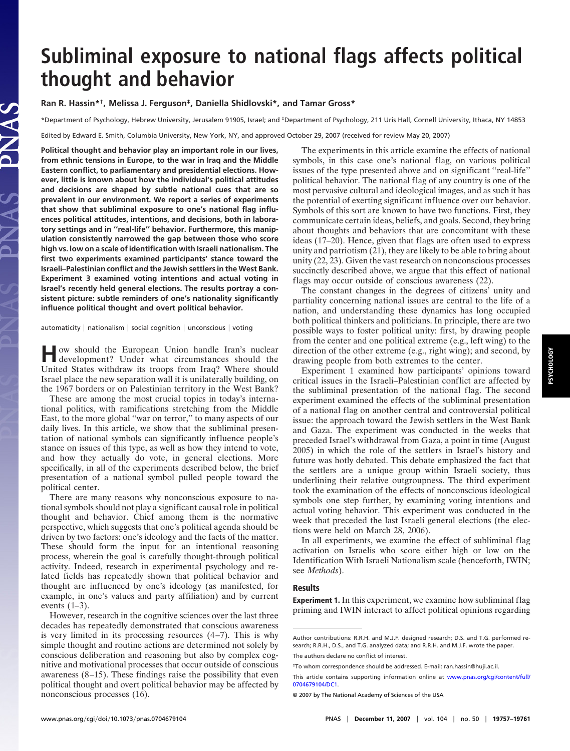# Subliminal exposure to national flags affects political thought and behavior

**Ran R. Hassin*†, Melissa J. Ferguson‡, Daniella Shidlovski*, and Tamar Gross***

*Department of Psychology, Hebrew University, Jerusalem 91905, Israel; and ‡Department of Psychology, 211 Uris Hall, Cornell University, Ithaca, NY 14853

Edited by Edward E. Smith, Columbia University, New York, NY, and approved October 29, 2007 (received for review May 20, 2007)

**Political thought and behavior play an important role in our lives, from ethnic tensions in Europe, to the war in Iraq and the Middle Eastern conflict, to parliamentary and presidential elections. However, little is known about how the individual's political attitudes and decisions are shaped by subtle national cues that are so prevalent in our environment. We report a series of experiments that show that subliminal exposure to one's national flag influences political attitudes, intentions, and decisions, both in laboratory settings and in "real-life" behavior. Furthermore, this manipulation consistently narrowed the gap between those who score high vs. low on a scale of identification with Israeli nationalism. The first two experiments examined participants' stance toward the Israeli–Palestinian conflict and the Jewish settlers in the West Bank. Experiment 3 examined voting intentions and actual voting in Israel's recently held general elections. The results portray a consistent picture: subtle reminders of one's nationality significantly influence political thought and overt political behavior.**

automaticity | nationalism | social cognition | unconscious | voting

How should the European Union handle Iran's nuclear development? Under what circumstances should the United States withdraw its troops from Iraq? Where should Israel place the new separation wall it is unilaterally building, on the 1967 borders or on Palestinian territory in the West Bank?

These are among the most crucial topics in today's international politics, with ramifications stretching from the Middle East, to the more global "war on terror," to many aspects of our daily lives. In this article, we show that the subliminal presentation of national symbols can significantly influence people's stance on issues of this type, as well as how they intend to vote, and how they actually do vote, in general elections. More specifically, in all of the experiments described below, the brief presentation of a national symbol pulled people toward the political center.

There are many reasons why nonconscious exposure to national symbols should not play a significant causal role in political thought and behavior. Chief among them is the normative perspective, which suggests that one's political agenda should be driven by two factors: one's ideology and the facts of the matter. These should form the input for an intentional reasoning process, wherein the goal is carefully thought-through political activity. Indeed, research in experimental psychology and related fields has repeatedly shown that political behavior and thought are influenced by one's ideology (as manifested, for example, in one's values and party affiliation) and by current events (1–3).

However, research in the cognitive sciences over the last three decades has repeatedly demonstrated that conscious awareness is very limited in its processing resources (4–7). This is why simple thought and routine actions are determined not solely by conscious deliberation and reasoning but also by complex cognitive and motivational processes that occur outside of conscious awareness (8–15). These findings raise the possibility that even political thought and overt political behavior may be affected by nonconscious processes (16).

The experiments in this article examine the effects of national symbols, in this case one's national flag, on various political issues of the type presented above and on significant "real-life" political behavior. The national flag of any country is one of the most pervasive cultural and ideological images, and as such it has the potential of exerting significant influence over our behavior. Symbols of this sort are known to have two functions. First, they communicate certain ideas, beliefs, and goals. Second, they bring about thoughts and behaviors that are concomitant with these ideas (17–20). Hence, given that flags are often used to express unity and patriotism (21), they are likely to be able to bring about unity (22, 23). Given the vast research on nonconscious processes succinctly described above, we argue that this effect of national flags may occur outside of conscious awareness (22).

The constant changes in the degrees of citizens' unity and partiality concerning national issues are central to the life of a nation, and understanding these dynamics has long occupied both political thinkers and politicians. In principle, there are two possible ways to foster political unity: first, by drawing people from the center and one political extreme (e.g., left wing) to the direction of the other extreme (e.g., right wing); and second, by drawing people from both extremes to the center.

Experiment 1 examined how participants' opinions toward critical issues in the Israeli–Palestinian conflict are affected by the subliminal presentation of the national flag. The second experiment examined the effects of the subliminal presentation of a national flag on another central and controversial political issue: the approach toward the Jewish settlers in the West Bank and Gaza. The experiment was conducted in the weeks that preceded Israel's withdrawal from Gaza, a point in time (August 2005) in which the role of the settlers in Israel's history and future was hotly debated. This debate emphasized the fact that the settlers are a unique group within Israeli society, thus underlining their relative outgroupness. The third experiment took the examination of the effects of nonconscious ideological symbols one step further, by examining voting intentions and actual voting behavior. This experiment was conducted in the week that preceded the last Israeli general elections (the elections were held on March 28, 2006).

In all experiments, we examine the effect of subliminal flag activation on Israelis who score either high or low on the Identification With Israeli Nationalism scale (henceforth, IWIN; see *Methods*).

## Results

**Experiment 1.** In this experiment, we examine how subliminal flag priming and IWIN interact to affect political opinions regarding

---

Author contributions: R.R.H. and M.J.F. designed research; D.S. and T.G. performed research; R.R.H., D.S., and T.G. analyzed data; and R.R.H. and M.J.F. wrote the paper.

The authors declare no conflict of interest.

†To whom correspondence should be addressed. E-mail: ran.hassin@huji.ac.il.

This article contains supporting information online at www.pnas.org/cgi/content/full/0704679104/DC1.

© 2007 by The National Academy of Sciences of the USA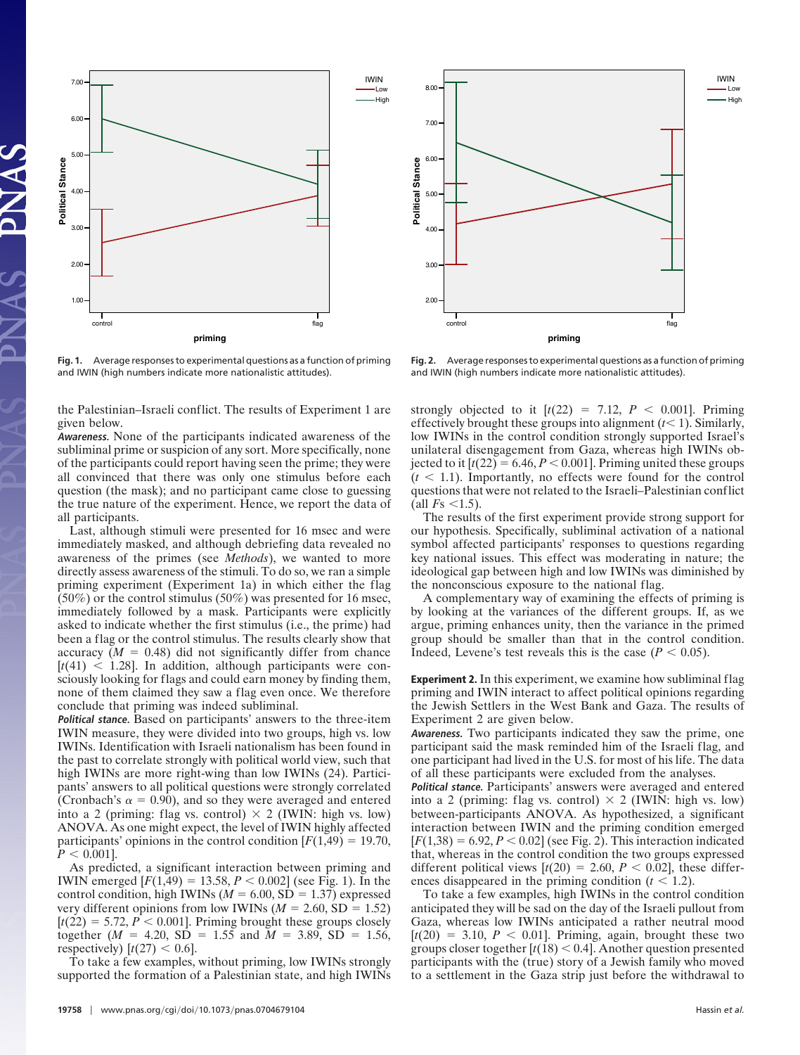Fig. 1. Average responses to experimental questions as a function of priming and IWIN (high numbers indicate more nationalistic attitudes).

Fig. 2. Average responses to experimental questions as a function of priming and IWIN (high numbers indicate more nationalistic attitudes).

the Palestinian–Israeli conflict. The results of Experiment 1 are given below.

***Awareness.*** None of the participants indicated awareness of the subliminal prime or suspicion of any sort. More specifically, none of the participants could report having seen the prime; they were all convinced that there was only one stimulus before each question (the mask); and no participant came close to guessing the true nature of the experiment. Hence, we report the data of all participants.

Last, although stimuli were presented for 16 msec and were immediately masked, and although debriefing data revealed no awareness of the primes (see *Methods*), we wanted to more directly assess awareness of the stimuli. To do so, we ran a simple priming experiment (Experiment 1a) in which either the flag (50%) or the control stimulus (50%) was presented for 16 msec, immediately followed by a mask. Participants were explicitly asked to indicate whether the first stimulus (i.e., the prime) had been a flag or the control stimulus. The results clearly show that accuracy ($M = 0.48$) did not significantly differ from chance [$t(41) < 1.28$]. In addition, although participants were consciously looking for flags and could earn money by finding them, none of them claimed they saw a flag even once. We therefore conclude that priming was indeed subliminal.

***Political stance.*** Based on participants' answers to the three-item IWIN measure, they were divided into two groups, high vs. low IWINs. Identification with Israeli nationalism has been found in the past to correlate strongly with political world view, such that high IWINs are more right-wing than low IWINs (24). Participants' answers to all political questions were strongly correlated (Cronbach's $\alpha = 0.90$), and so they were averaged and entered into a 2 (priming: flag vs. control) $\times$ 2 (IWIN: high vs. low) ANOVA. As one might expect, the level of IWIN highly affected participants' opinions in the control condition [$F(1,49) = 19.70$, $P < 0.001$].

As predicted, a significant interaction between priming and IWIN emerged [$F(1,49) = 13.58$, $P < 0.002$] (see Fig. 1). In the control condition, high IWINs ($M = 6.00$, $SD = 1.37$) expressed very different opinions from low IWINs ($M = 2.60$, $SD = 1.52$) [$t(22) = 5.72$, $P < 0.001$]. Priming brought these groups closely together ($M = 4.20$, $SD = 1.55$ and $M = 3.89$, $SD = 1.56$, respectively) [$t(27) < 0.6$].

To take a few examples, without priming, low IWINs strongly supported the formation of a Palestinian state, and high IWINs strongly objected to it [$t(22) = 7.12$, $P < 0.001$]. Priming effectively brought these groups into alignment ($t < 1$). Similarly, low IWINs in the control condition strongly supported Israel's unilateral disengagement from Gaza, whereas high IWINs objected to it [$t(22) = 6.46$, $P < 0.001$]. Priming united these groups ($t < 1.1$). Importantly, no effects were found for the control questions that were not related to the Israeli–Palestinian conflict (all $Fs < 1.5$).

The results of the first experiment provide strong support for our hypothesis. Specifically, subliminal activation of a national symbol affected participants' responses to questions regarding key national issues. This effect was moderating in nature; the ideological gap between high and low IWINs was diminished by the nonconscious exposure to the national flag.

A complementary way of examining the effects of priming is by looking at the variances of the different groups. If, as we argue, priming enhances unity, then the variance in the primed group should be smaller than that in the control condition. Indeed, Levene's test reveals this is the case ($P < 0.05$).

**Experiment 2.** In this experiment, we examine how subliminal flag priming and IWIN interact to affect political opinions regarding the Jewish Settlers in the West Bank and Gaza. The results of Experiment 2 are given below.

***Awareness.*** Two participants indicated they saw the prime, one participant said the mask reminded him of the Israeli flag, and one participant had lived in the U.S. for most of his life. The data of all these participants were excluded from the analyses.

***Political stance.*** Participants' answers were averaged and entered into a 2 (priming: flag vs. control) $\times$ 2 (IWIN: high vs. low) between-participants ANOVA. As hypothesized, a significant interaction between IWIN and the priming condition emerged [$F(1,38) = 6.92$, $P < 0.02$] (see Fig. 2). This interaction indicated that, whereas in the control condition the two groups expressed different political views [$t(20) = 2.60$, $P < 0.02$], these differences disappeared in the priming condition ($t < 1.2$).

To take a few examples, high IWINs in the control condition anticipated they will be sad on the day of the Israeli pullout from Gaza, whereas low IWINs anticipated a rather neutral mood [$t(20) = 3.10$, $P < 0.01$]. Priming, again, brought these two groups closer together [$t(18) < 0.4$]. Another question presented participants with the (true) story of a Jewish family who moved to a settlement in the Gaza strip just before the withdrawal to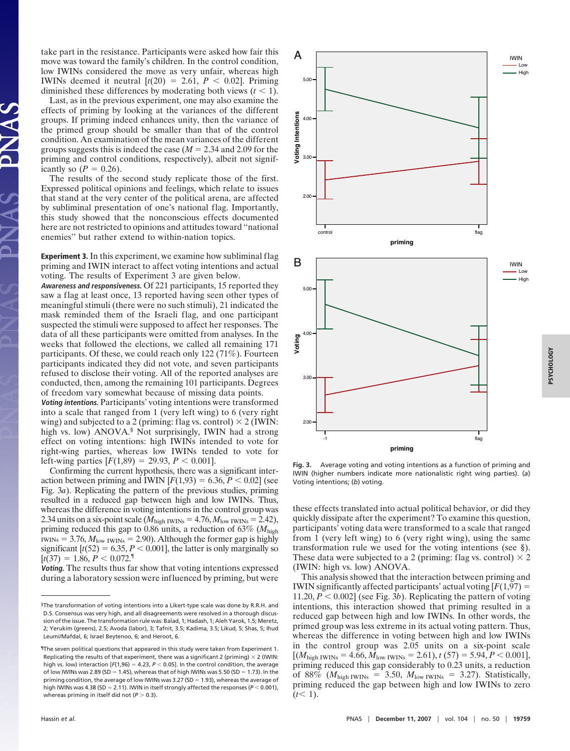take part in the resistance. Participants were asked how fair this move was toward the family's children. In the control condition, low IWINs considered the move as very unfair, whereas high IWINs deemed it neutral [$t(20) = 2.61$, $P < 0.02$]. Priming diminished these differences by moderating both views ($t < 1$).

Last, as in the previous experiment, one may also examine the effects of priming by looking at the variances of the different groups. If priming indeed enhances unity, then the variance of the primed group should be smaller than that of the control condition. An examination of the mean variances of the different groups suggests this is indeed the case ($M = 2.34$ and 2.09 for the priming and control conditions, respectively), albeit not significantly so ($P = 0.26$).

The results of the second study replicate those of the first. Expressed political opinions and feelings, which relate to issues that stand at the very center of the political arena, are affected by subliminal presentation of one's national flag. Importantly, this study showed that the nonconscious effects documented here are not restricted to opinions and attitudes toward "national enemies" but rather extend to within-nation topics.

**Experiment 3.** In this experiment, we examine how subliminal flag priming and IWIN interact to affect voting intentions and actual voting. The results of Experiment 3 are given below.

***Awareness and responsiveness.*** Of 221 participants, 15 reported they saw a flag at least once, 13 reported having seen other types of meaningful stimuli (there were no such stimuli), 21 indicated the mask reminded them of the Israeli flag, and one participant suspected the stimuli were supposed to affect her responses. The data of all these participants were omitted from analyses. In the weeks that followed the elections, we called all remaining 171 participants. Of these, we could reach only 122 (71%). Fourteen participants indicated they did not vote, and seven participants refused to disclose their voting. All of the reported analyses are conducted, then, among the remaining 101 participants. Degrees of freedom vary somewhat because of missing data points.

***Voting intentions.*** Participants' voting intentions were transformed into a scale that ranged from 1 (very left wing) to 6 (very right wing) and subjected to a 2 (priming: flag vs. control) × 2 (IWIN: high vs. low) ANOVA.§ Not surprisingly, IWIN had a strong effect on voting intentions: high IWINs intended to vote for right-wing parties, whereas low IWINs tended to vote for left-wing parties [$F(1,89) = 29.93$, $P < 0.001$].

Confirming the current hypothesis, there was a significant interaction between priming and IWIN [$F(1,93) = 6.36$, $P < 0.02$] (see Fig. 3*a*). Replicating the pattern of the previous studies, priming resulted in a reduced gap between high and low IWINs. Thus, whereas the difference in voting intentions in the control group was 2.34 units on a six-point scale ($M_{\text{high IWINs}} = 4.76$, $M_{\text{low IWINs}} = 2.42$), priming reduced this gap to 0.86 units, a reduction of 63% ($M_{\text{high IWINs}} = 3.76$, $M_{\text{low IWINs}} = 2.90$). Although the former gap is highly significant [$t(52) = 6.35$, $P < 0.001$], the latter is only marginally so [$t(37) = 1.86$, $P < 0.072$.¶

***Voting.*** The results thus far show that voting intentions expressed during a laboratory session were influenced by priming, but were these effects translated into actual political behavior, or did they quickly dissipate after the experiment? To examine this question, participants' voting data were transformed to a scale that ranged from 1 (very left wing) to 6 (very right wing), using the same transformation rule we used for the voting intentions (see §). These data were subjected to a 2 (priming: flag vs. control) × 2 (IWIN: high vs. low) ANOVA.

This analysis showed that the interaction between priming and IWIN significantly affected participants' actual voting [$F(1,97) = 11.20$, $P < 0.002$] (see Fig. 3*b*). Replicating the pattern of voting intentions, this interaction showed that priming resulted in a reduced gap between high and low IWINs. In other words, the primed group was less extreme in its actual voting pattern. Thus, whereas the difference in voting between high and low IWINs in the control group was 2.05 units on a six-point scale [($M_{\text{high IWINs}} = 4.66$, $M_{\text{low IWINs}} = 2.61$), $t(57) = 5.94$, $P < 0.001$], priming reduced this gap considerably to 0.23 units, a reduction of 88% ($M_{\text{high IWINs}} = 3.50$, $M_{\text{low IWINs}} = 3.27$). Statistically, priming reduced the gap between high and low IWINs to zero ($t < 1$).

**Fig. 3.** Average voting and voting intentions as a function of priming and IWIN (higher numbers indicate more nationalistic right wing parties). (*a*) Voting intentions; (*b*) voting.

§The transformation of voting intentions into a Likert-type scale was done by R.R.H. and D.S. Consensus was very high, and all disagreements were resolved in a thorough discussion of the issue. The transformation rule was: Balad, 1; Hadash, 1; Aleh Yarok, 1.5; Meretz, 2; Yerukim (greens), 2.5; Avoda (labor), 3; Tafnit, 3.5; Kadima, 3.5; Likud, 5; Shas, 5; Ihud Leumi/Mafdal, 6; Israel Beytenoo, 6; and Heroot, 6.

¶The seven political questions that appeared in this study were taken from Experiment 1. Replicating the results of that experiment, there was a significant 2 (priming) × 2 (IWIN: high vs. low) interaction [$F(1,96) = 4.23$, $P < 0.05$]. In the control condition, the average of low IWINs was 2.89 (SD = 1.45), whereas that of high IWINs was 5.50 (SD = 1.73). In the priming condition, the average of low IWINs was 3.27 (SD = 1.93), whereas the average of high IWINs was 4.38 (SD = 2.11). IWIN in itself strongly affected the responses ($P < 0.001$), whereas priming in itself did not ($P > 0.3$).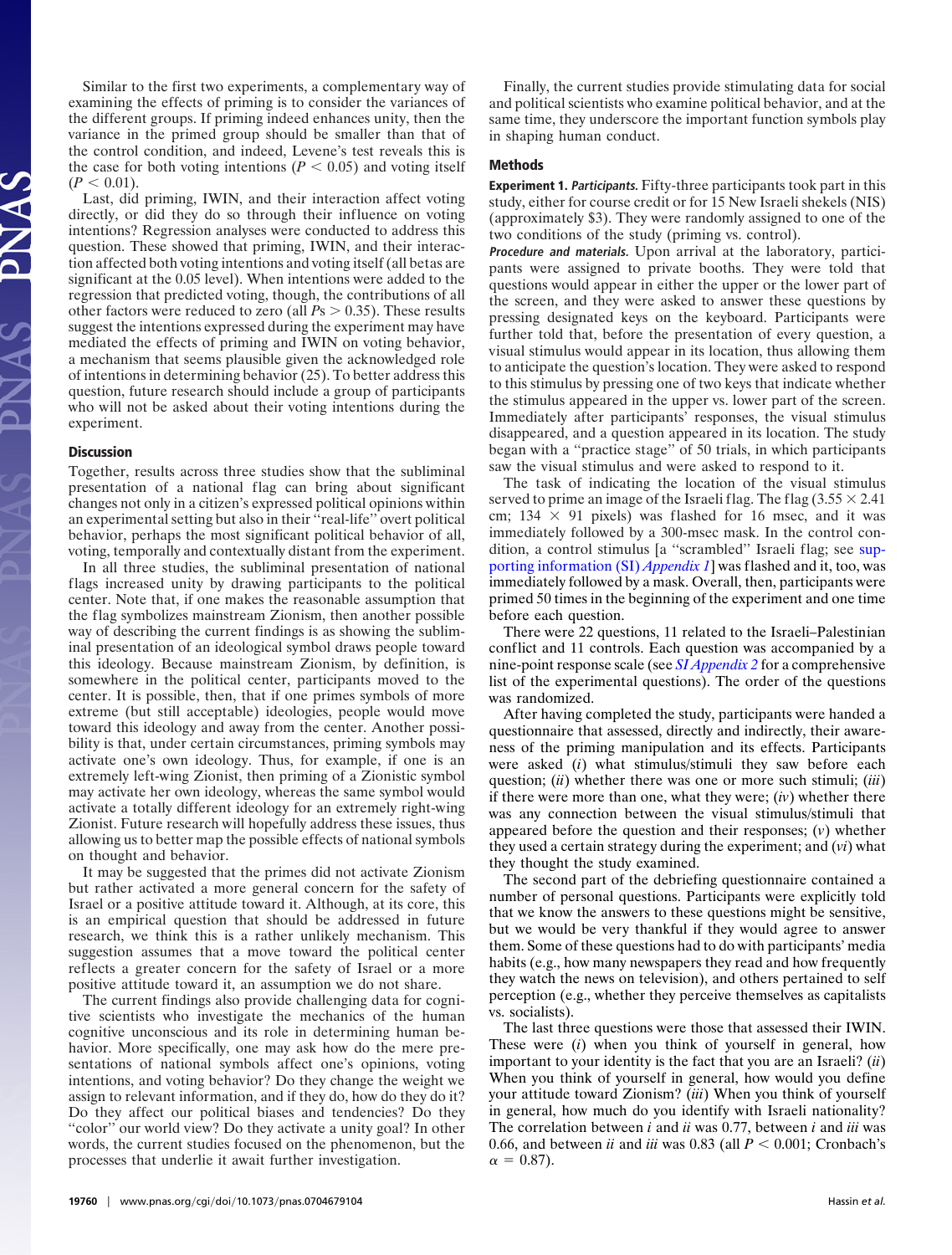Similar to the first two experiments, a complementary way of examining the effects of priming is to consider the variances of the different groups. If priming indeed enhances unity, then the variance in the primed group should be smaller than that of the control condition, and indeed, Levene's test reveals this is the case for both voting intentions ($P < 0.05$) and voting itself ($P < 0.01$).

Last, did priming, IWIN, and their interaction affect voting directly, or did they do so through their influence on voting intentions? Regression analyses were conducted to address this question. These showed that priming, IWIN, and their interaction affected both voting intentions and voting itself (all betas are significant at the 0.05 level). When intentions were added to the regression that predicted voting, though, the contributions of all other factors were reduced to zero (all $P$s $> 0.35$). These results suggest the intentions expressed during the experiment may have mediated the effects of priming and IWIN on voting behavior, a mechanism that seems plausible given the acknowledged role of intentions in determining behavior (25). To better address this question, future research should include a group of participants who will not be asked about their voting intentions during the experiment.

## Discussion

Together, results across three studies show that the subliminal presentation of a national flag can bring about significant changes not only in a citizen's expressed political opinions within an experimental setting but also in their "real-life" overt political behavior, perhaps the most significant political behavior of all, voting, temporally and contextually distant from the experiment.

In all three studies, the subliminal presentation of national flags increased unity by drawing participants to the political center. Note that, if one makes the reasonable assumption that the flag symbolizes mainstream Zionism, then another possible way of describing the current findings is as showing the subliminal presentation of an ideological symbol draws people toward this ideology. Because mainstream Zionism, by definition, is somewhere in the political center, participants moved to the center. It is possible, then, that if one primes symbols of more extreme (but still acceptable) ideologies, people would move toward this ideology and away from the center. Another possibility is that, under certain circumstances, priming symbols may activate one's own ideology. Thus, for example, if one is an extremely left-wing Zionist, then priming of a Zionistic symbol may activate her own ideology, whereas the same symbol would activate a totally different ideology for an extremely right-wing Zionist. Future research will hopefully address these issues, thus allowing us to better map the possible effects of national symbols on thought and behavior.

It may be suggested that the primes did not activate Zionism but rather activated a more general concern for the safety of Israel or a positive attitude toward it. Although, at its core, this is an empirical question that should be addressed in future research, we think this is a rather unlikely mechanism. This suggestion assumes that a move toward the political center reflects a greater concern for the safety of Israel or a more positive attitude toward it, an assumption we do not share.

The current findings also provide challenging data for cognitive scientists who investigate the mechanics of the human cognitive unconscious and its role in determining human behavior. More specifically, one may ask how do the mere presentations of national symbols affect one's opinions, voting intentions, and voting behavior? Do they change the weight we assign to relevant information, and if they do, how do they do it? Do they affect our political biases and tendencies? Do they "color" our world view? Do they activate a unity goal? In other words, the current studies focused on the phenomenon, but the processes that underlie it await further investigation.

Finally, the current studies provide stimulating data for social and political scientists who examine political behavior, and at the same time, they underscore the important function symbols play in shaping human conduct.

## Methods

**Experiment 1.** ***Participants.*** Fifty-three participants took part in this study, either for course credit or for 15 New Israeli shekels (NIS) (approximately $3). They were randomly assigned to one of the two conditions of the study (priming vs. control).

***Procedure and materials.*** Upon arrival at the laboratory, participants were assigned to private booths. They were told that questions would appear in either the upper or the lower part of the screen, and they were asked to answer these questions by pressing designated keys on the keyboard. Participants were further told that, before the presentation of every question, a visual stimulus would appear in its location, thus allowing them to anticipate the question's location. They were asked to respond to this stimulus by pressing one of two keys that indicate whether the stimulus appeared in the upper vs. lower part of the screen. Immediately after participants' responses, the visual stimulus disappeared, and a question appeared in its location. The study began with a "practice stage" of 50 trials, in which participants saw the visual stimulus and were asked to respond to it.

The task of indicating the location of the visual stimulus served to prime an image of the Israeli flag. The flag ($3.55 \times 2.41$ cm; $134 \times 91$ pixels) was flashed for 16 msec, and it was immediately followed by a 300-msec mask. In the control condition, a control stimulus [a "scrambled" Israeli flag; see supporting information (SI) *Appendix 1*] was flashed and it, too, was immediately followed by a mask. Overall, then, participants were primed 50 times in the beginning of the experiment and one time before each question.

There were 22 questions, 11 related to the Israeli–Palestinian conflict and 11 controls. Each question was accompanied by a nine-point response scale (see *SI Appendix 2* for a comprehensive list of the experimental questions). The order of the questions was randomized.

After having completed the study, participants were handed a questionnaire that assessed, directly and indirectly, their awareness of the priming manipulation and its effects. Participants were asked (*i*) what stimulus/stimuli they saw before each question; (*ii*) whether there was one or more such stimuli; (*iii*) if there were more than one, what they were; (*iv*) whether there was any connection between the visual stimulus/stimuli that appeared before the question and their responses; (*v*) whether they used a certain strategy during the experiment; and (*vi*) what they thought the study examined.

The second part of the debriefing questionnaire contained a number of personal questions. Participants were explicitly told that we know the answers to these questions might be sensitive, but we would be very thankful if they would agree to answer them. Some of these questions had to do with participants' media habits (e.g., how many newspapers they read and how frequently they watch the news on television), and others pertained to self perception (e.g., whether they perceive themselves as capitalists vs. socialists).

The last three questions were those that assessed their IWIN. These were (*i*) when you think of yourself in general, how important to your identity is the fact that you are an Israeli? (*ii*) When you think of yourself in general, how would you define your attitude toward Zionism? (*iii*) When you think of yourself in general, how much do you identify with Israeli nationality? The correlation between *i* and *ii* was 0.77, between *i* and *iii* was 0.66, and between *ii* and *iii* was 0.83 (all $P < 0.001$; Cronbach's $\alpha = 0.87$).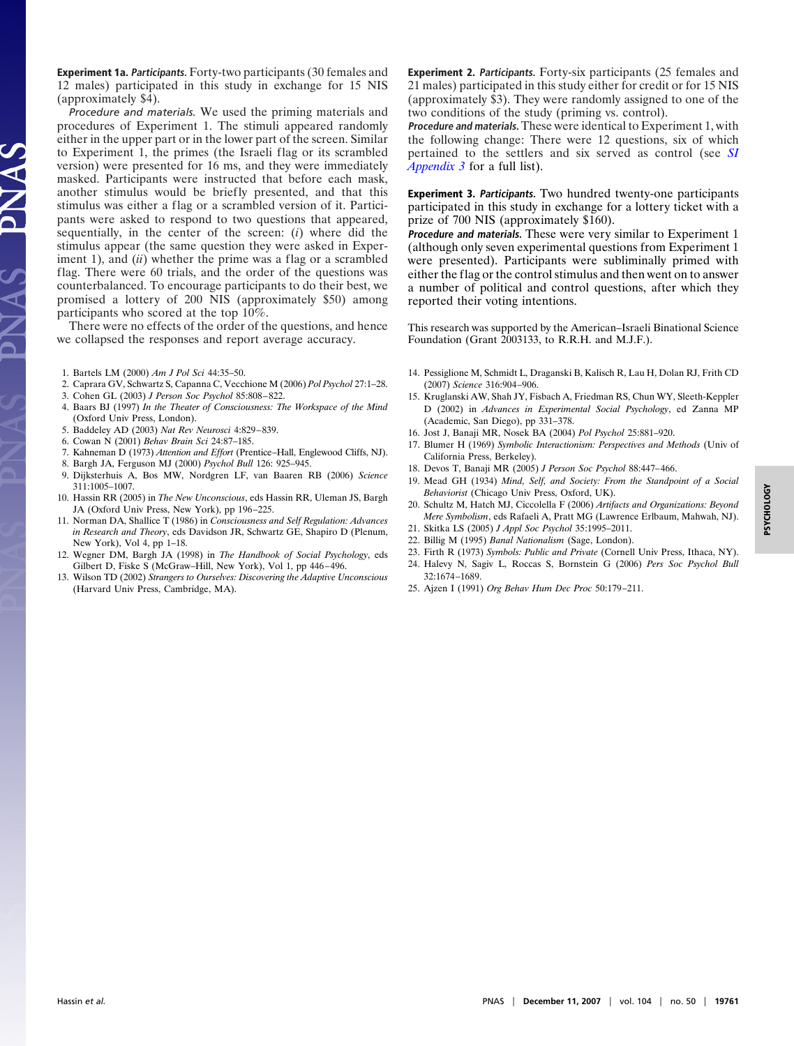**Experiment 1a.** ***Participants.*** Forty-two participants (30 females and 12 males) participated in this study in exchange for 15 NIS (approximately $4).

*Procedure and materials.* We used the priming materials and procedures of Experiment 1. The stimuli appeared randomly either in the upper part or in the lower part of the screen. Similar to Experiment 1, the primes (the Israeli flag or its scrambled version) were presented for 16 ms, and they were immediately masked. Participants were instructed that before each mask, another stimulus would be briefly presented, and that this stimulus was either a flag or a scrambled version of it. Participants were asked to respond to two questions that appeared, sequentially, in the center of the screen: (*i*) where did the stimulus appear (the same question they were asked in Experiment 1), and (*ii*) whether the prime was a flag or a scrambled flag. There were 60 trials, and the order of the questions was counterbalanced. To encourage participants to do their best, we promised a lottery of 200 NIS (approximately $50) among participants who scored at the top 10%.

There were no effects of the order of the questions, and hence we collapsed the responses and report average accuracy.

**Experiment 2.** ***Participants.*** Forty-six participants (25 females and 21 males) participated in this study either for credit or for 15 NIS (approximately $3). They were randomly assigned to one of the two conditions of the study (priming vs. control).

***Procedure and materials.*** These were identical to Experiment 1, with the following change: There were 12 questions, six of which pertained to the settlers and six served as control (see *SI Appendix 3* for a full list).

**Experiment 3.** ***Participants.*** Two hundred twenty-one participants participated in this study in exchange for a lottery ticket with a prize of 700 NIS (approximately $160).

***Procedure and materials.*** These were very similar to Experiment 1 (although only seven experimental questions from Experiment 1 were presented). Participants were subliminally primed with either the flag or the control stimulus and then went on to answer a number of political and control questions, after which they reported their voting intentions.

This research was supported by the American–Israeli Binational Science Foundation (Grant 2003133, to R.R.H. and M.J.F.).

1. Bartels LM (2000) *Am J Pol Sci* 44:35–50.
2. Caprara GV, Schwartz S, Capanna C, Vecchione M (2006) *Pol Psychol* 27:1–28.
3. Cohen GL (2003) *J Person Soc Psychol* 85:808–822.
4. Baars BJ (1997) *In the Theater of Consciousness: The Workspace of the Mind* (Oxford Univ Press, London).
5. Baddeley AD (2003) *Nat Rev Neurosci* 4:829–839.
6. Cowan N (2001) *Behav Brain Sci* 24:87–185.
7. Kahneman D (1973) *Attention and Effort* (Prentice–Hall, Englewood Cliffs, NJ).
8. Bargh JA, Ferguson MJ (2000) *Psychol Bull* 126: 925–945.
9. Dijksterhuis A, Bos MW, Nordgren LF, van Baaren RB (2006) *Science* 311:1005–1007.
10. Hassin RR (2005) in *The New Unconscious*, eds Hassin RR, Uleman JS, Bargh JA (Oxford Univ Press, New York), pp 196–225.
11. Norman DA, Shallice T (1986) in *Consciousness and Self Regulation: Advances in Research and Theory*, eds Davidson JR, Schwartz GE, Shapiro D (Plenum, New York), Vol 4, pp 1–18.
12. Wegner DM, Bargh JA (1998) in *The Handbook of Social Psychology*, eds Gilbert D, Fiske S (McGraw–Hill, New York), Vol 1, pp 446–496.
13. Wilson TD (2002) *Strangers to Ourselves: Discovering the Adaptive Unconscious* (Harvard Univ Press, Cambridge, MA).
14. Pessiglione M, Schmidt L, Draganski B, Kalisch R, Lau H, Dolan RJ, Frith CD (2007) *Science* 316:904–906.
15. Kruglanski AW, Shah JY, Fisbach A, Friedman RS, Chun WY, Sleeth-Keppler D (2002) in *Advances in Experimental Social Psychology*, ed Zanna MP (Academic, San Diego), pp 331–378.
16. Jost J, Banaji MR, Nosek BA (2004) *Pol Psychol* 25:881–920.
17. Blumer H (1969) *Symbolic Interactionism: Perspectives and Methods* (Univ of California Press, Berkeley).
18. Devos T, Banaji MR (2005) *J Person Soc Psychol* 88:447–466.
19. Mead GH (1934) *Mind, Self, and Society: From the Standpoint of a Social Behaviorist* (Chicago Univ Press, Oxford, UK).
20. Schultz M, Hatch MJ, Ciccolella F (2006) *Artifacts and Organizations: Beyond Mere Symbolism*, eds Rafaeli A, Pratt MG (Lawrence Erlbaum, Mahwah, NJ).
21. Skitka LS (2005) *J Appl Soc Psychol* 35:1995–2011.
22. Billig M (1995) *Banal Nationalism* (Sage, London).
23. Firth R (1973) *Symbols: Public and Private* (Cornell Univ Press, Ithaca, NY).
24. Halevy N, Sagiv L, Roccas S, Bornstein G (2006) *Pers Soc Psychol Bull* 32:1674–1689.
25. Ajzen I (1991) *Org Behav Hum Dec Proc* 50:179–211.